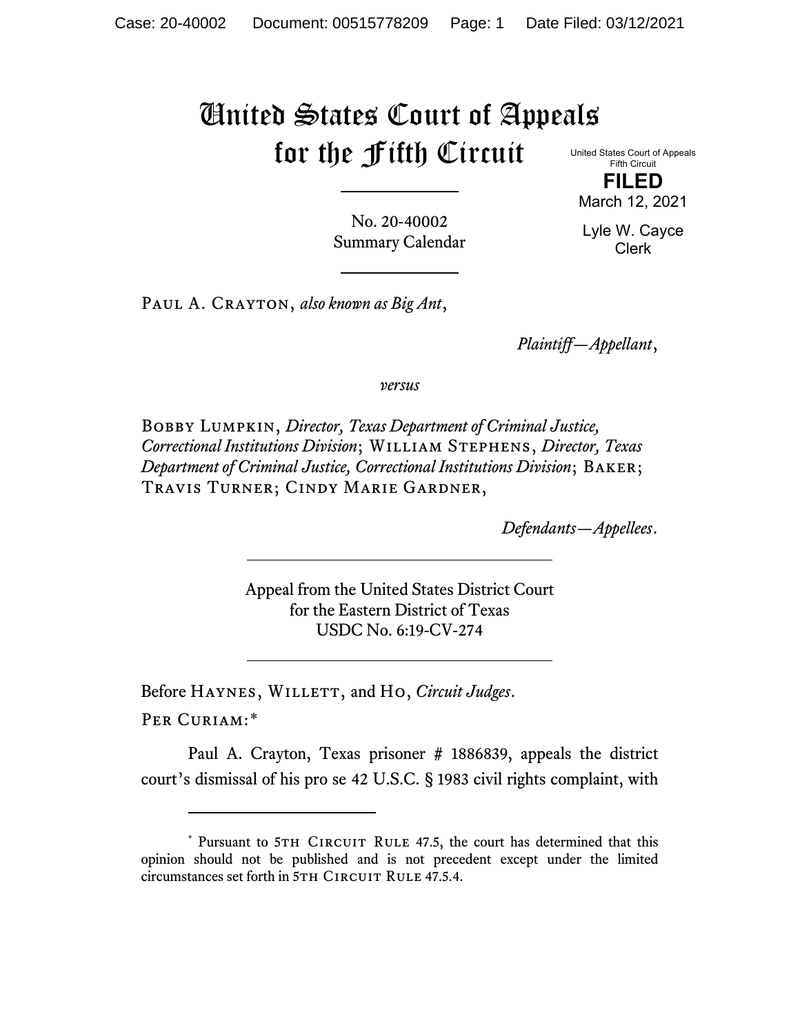# United States Court of Appeals for the Fifth Circuit

United States Court of Appeals
Fifth Circuit

**FILED**

March 12, 2021

Lyle W. Cayce
Clerk

No. 20-40002
Summary Calendar

Paul A. Crayton, *also known as Big Ant*,

*Plaintiff—Appellant*,

*versus*

Bobby Lumpkin, *Director, Texas Department of Criminal Justice, Correctional Institutions Division*; William Stephens, *Director, Texas Department of Criminal Justice, Correctional Institutions Division*; Baker; Travis Turner; Cindy Marie Gardner,

*Defendants—Appellees*.

Appeal from the United States District Court
for the Eastern District of Texas
USDC No. 6:19-CV-274

Before Haynes, Willett, and Ho, *Circuit Judges*.

Per Curiam:*

Paul A. Crayton, Texas prisoner # 1886839, appeals the district court's dismissal of his pro se 42 U.S.C. § 1983 civil rights complaint, with

---

* Pursuant to 5th Circuit Rule 47.5, the court has determined that this opinion should not be published and is not precedent except under the limited circumstances set forth in 5th Circuit Rule 47.5.4.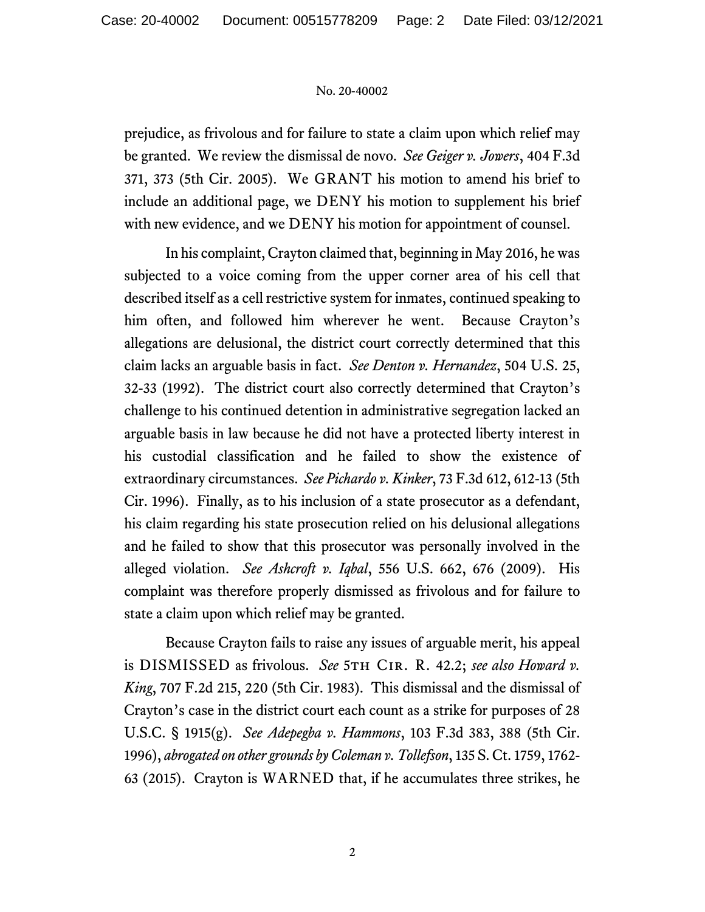prejudice, as frivolous and for failure to state a claim upon which relief may be granted. We review the dismissal de novo. *See Geiger v. Jowers*, 404 F.3d 371, 373 (5th Cir. 2005). We GRANT his motion to amend his brief to include an additional page, we DENY his motion to supplement his brief with new evidence, and we DENY his motion for appointment of counsel.

In his complaint, Crayton claimed that, beginning in May 2016, he was subjected to a voice coming from the upper corner area of his cell that described itself as a cell restrictive system for inmates, continued speaking to him often, and followed him wherever he went. Because Crayton's allegations are delusional, the district court correctly determined that this claim lacks an arguable basis in fact. *See Denton v. Hernandez*, 504 U.S. 25, 32-33 (1992). The district court also correctly determined that Crayton's challenge to his continued detention in administrative segregation lacked an arguable basis in law because he did not have a protected liberty interest in his custodial classification and he failed to show the existence of extraordinary circumstances. *See Pichardo v. Kinker*, 73 F.3d 612, 612-13 (5th Cir. 1996). Finally, as to his inclusion of a state prosecutor as a defendant, his claim regarding his state prosecution relied on his delusional allegations and he failed to show that this prosecutor was personally involved in the alleged violation. *See Ashcroft v. Iqbal*, 556 U.S. 662, 676 (2009). His complaint was therefore properly dismissed as frivolous and for failure to state a claim upon which relief may be granted.

Because Crayton fails to raise any issues of arguable merit, his appeal is DISMISSED as frivolous. *See* 5TH CIR. R. 42.2; *see also Howard v. King*, 707 F.2d 215, 220 (5th Cir. 1983). This dismissal and the dismissal of Crayton's case in the district court each count as a strike for purposes of 28 U.S.C. § 1915(g). *See Adepegba v. Hammons*, 103 F.3d 383, 388 (5th Cir. 1996), *abrogated on other grounds by Coleman v. Tollefson*, 135 S. Ct. 1759, 1762-63 (2015). Crayton is WARNED that, if he accumulates three strikes, he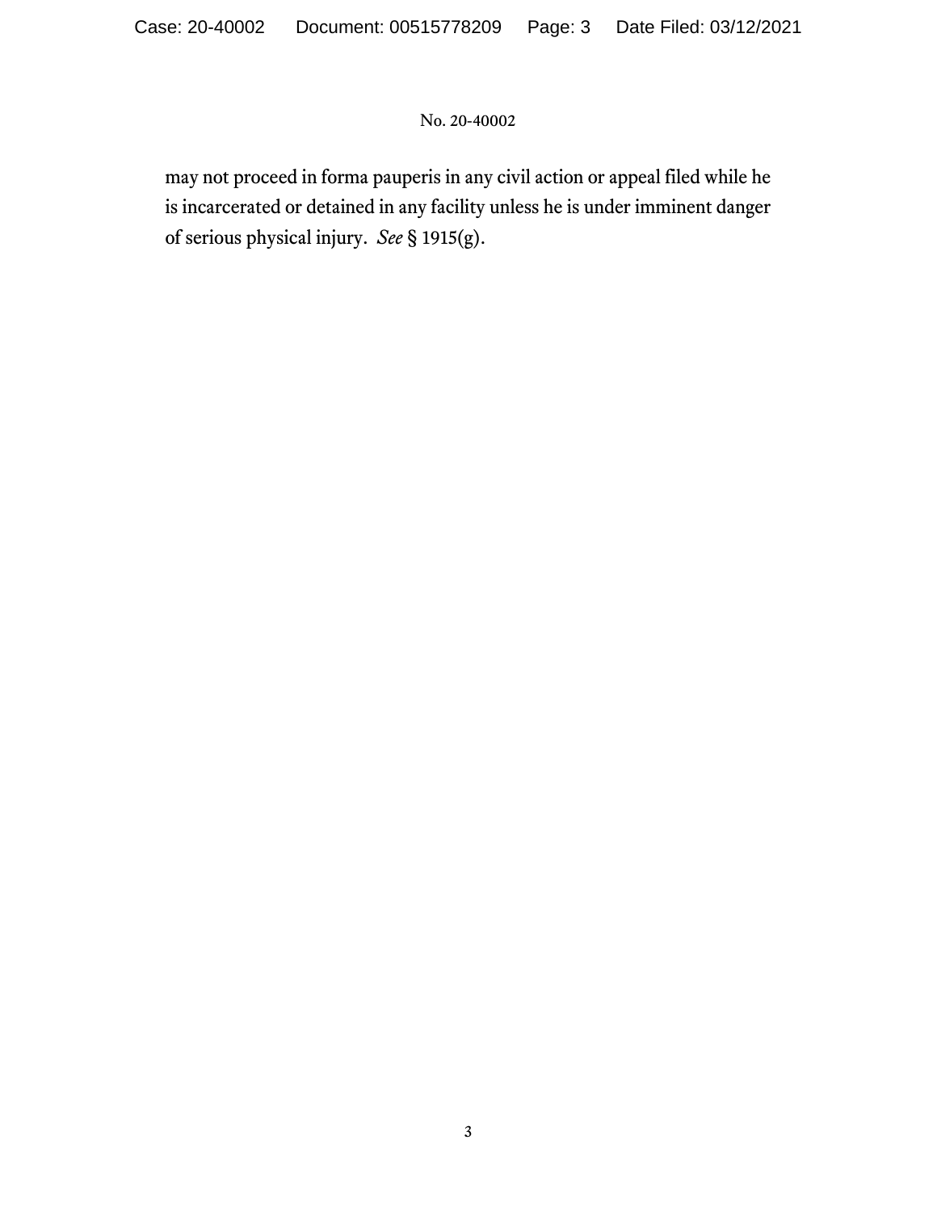may not proceed in forma pauperis in any civil action or appeal filed while he is incarcerated or detained in any facility unless he is under imminent danger of serious physical injury. *See* § 1915(g).